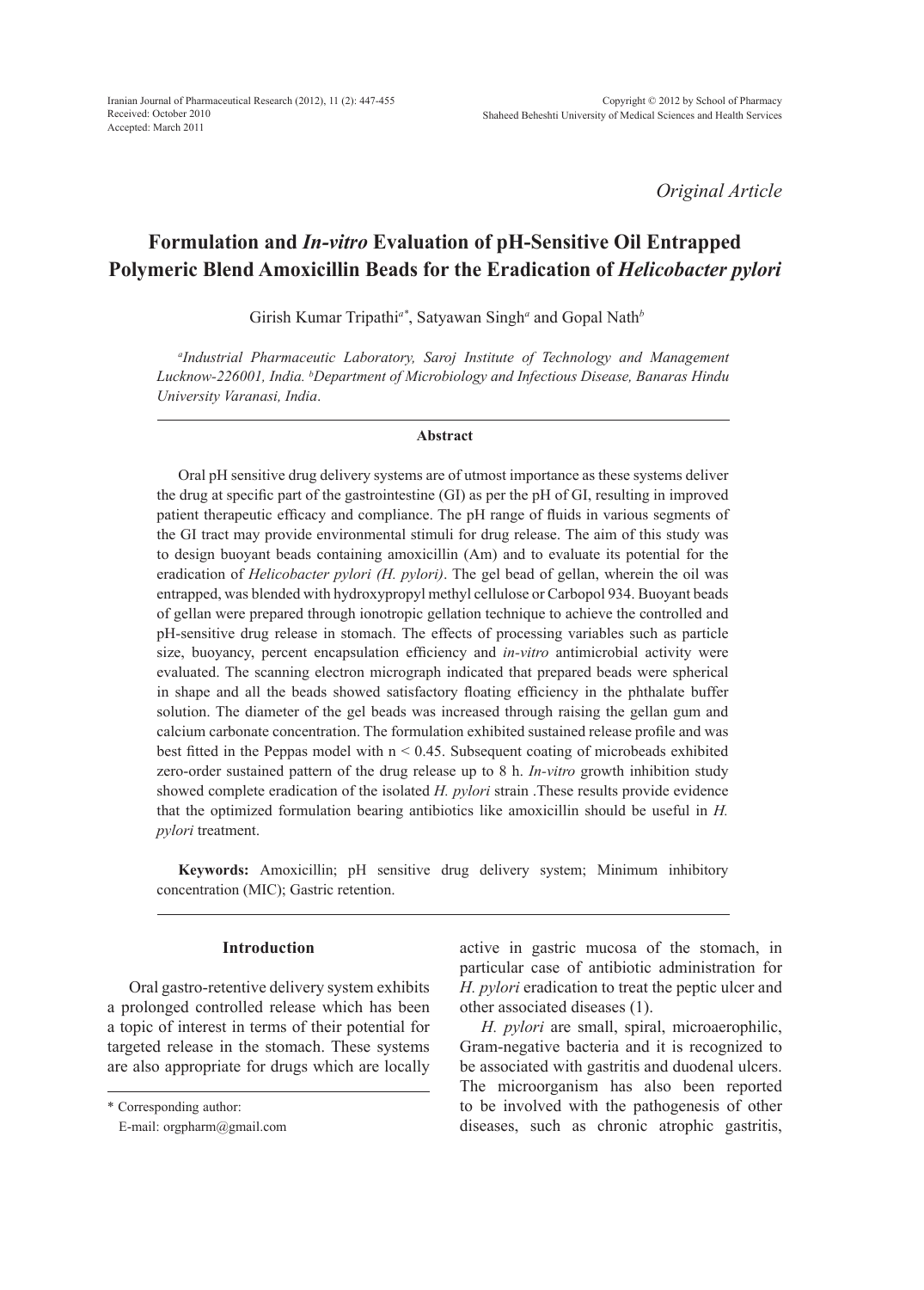*Original Article*

# Formulation and *In-vitro* Evaluation of pH-Sensitive Oil Entrapped Polymeric Blend Amoxicillin Beads for the Eradication of *Helicobacter pylori*

Girish Kumar Tripathi[a*], Satyawan Singh[a] and Gopal Nath[b]

[a]*Industrial Pharmaceutic Laboratory, Saroj Institute of Technology and Management Lucknow-226001, India.* [b]*Department of Microbiology and Infectious Disease, Banaras Hindu University Varanasi, India*.

### Abstract

Oral pH sensitive drug delivery systems are of utmost importance as these systems deliver the drug at specific part of the gastrointestine (GI) as per the pH of GI, resulting in improved patient therapeutic efficacy and compliance. The pH range of fluids in various segments of the GI tract may provide environmental stimuli for drug release. The aim of this study was to design buoyant beads containing amoxicillin (Am) and to evaluate its potential for the eradication of *Helicobacter pylori (H. pylori)*. The gel bead of gellan, wherein the oil was entrapped, was blended with hydroxypropyl methyl cellulose or Carbopol 934. Buoyant beads of gellan were prepared through ionotropic gelation technique to achieve the controlled and pH-sensitive drug release in stomach. The effects of processing variables such as particle size, buoyancy, percent encapsulation efficiency and *in-vitro* antimicrobial activity were evaluated. The scanning electron micrograph indicated that prepared beads were spherical in shape and all the beads showed satisfactory floating efficiency in the phthalate buffer solution. The diameter of the gel beads was increased through raising the gellan gum and calcium carbonate concentration. The formulation exhibited sustained release profile and was best fitted in the Peppas model with $n < 0.45$. Subsequent coating of microbeads exhibited zero-order sustained pattern of the drug release up to 8 h. *In-vitro* growth inhibition study showed complete eradication of the isolated *H. pylori* strain .These results provide evidence that the optimized formulation bearing antibiotics like amoxicillin should be useful in *H. pylori* treatment.

**Keywords:** Amoxicillin; pH sensitive drug delivery system; Minimum inhibitory concentration (MIC); Gastric retention.

## Introduction

Oral gastro-retentive delivery system exhibits a prolonged controlled release which has been a topic of interest in terms of their potential for targeted release in the stomach. These systems are also appropriate for drugs which are locally active in gastric mucosa of the stomach, in particular case of antibiotic administration for *H. pylori* eradication to treat the peptic ulcer and other associated diseases (1).

*H. pylori* are small, spiral, microaerophilic, Gram-negative bacteria and it is recognized to be associated with gastritis and duodenal ulcers. The microorganism has also been reported to be involved with the pathogenesis of other diseases, such as chronic atrophic gastritis,

\* Corresponding author:
E-mail: orgpharm@gmail.com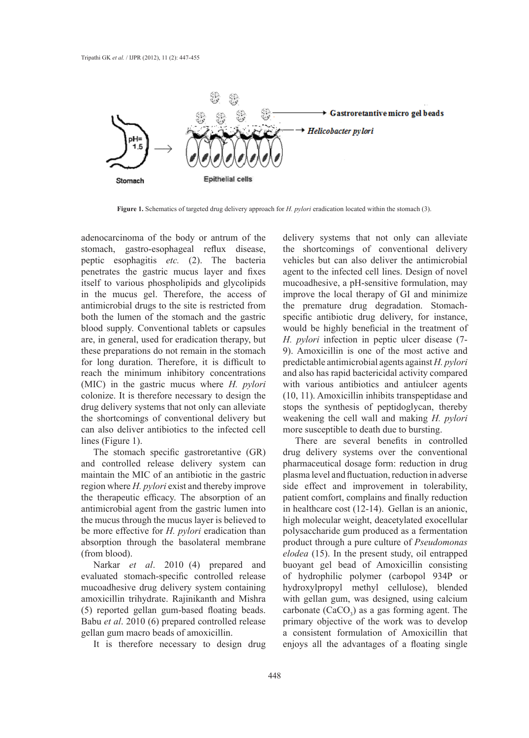Figure 1. Schematics of targeted drug delivery approach for *H. pylori* eradication located within the stomach (3).

adenocarcinoma of the body or antrum of the stomach, gastro-esophageal reflux disease, peptic esophagitis *etc.* (2). The bacteria penetrates the gastric mucus layer and fixes itself to various phospholipids and glycolipids in the mucus gel. Therefore, the access of antimicrobial drugs to the site is restricted from both the lumen of the stomach and the gastric blood supply. Conventional tablets or capsules are, in general, used for eradication therapy, but these preparations do not remain in the stomach for long duration. Therefore, it is difficult to reach the minimum inhibitory concentrations (MIC) in the gastric mucus where *H. pylori* colonize. It is therefore necessary to design the drug delivery systems that not only can alleviate the shortcomings of conventional delivery but can also deliver antibiotics to the infected cell lines (Figure 1).

The stomach specific gastroretantive (GR) and controlled release delivery system can maintain the MIC of an antibiotic in the gastric region where *H. pylori* exist and thereby improve the therapeutic efficacy. The absorption of an antimicrobial agent from the gastric lumen into the mucus through the mucus layer is believed to be more effective for *H. pylori* eradication than absorption through the basolateral membrane (from blood).

Narkar *et al*. 2010 (4) prepared and evaluated stomach-specific controlled release mucoadhesive drug delivery system containing amoxicillin trihydrate. Rajinikanth and Mishra (5) reported gellan gum-based floating beads. Babu *et al*. 2010 (6) prepared controlled release gellan gum macro beads of amoxicillin.

It is therefore necessary to design drug delivery systems that not only can alleviate the shortcomings of conventional delivery vehicles but can also deliver the antimicrobial agent to the infected cell lines. Design of novel mucoadhesive, a pH-sensitive formulation, may improve the local therapy of GI and minimize the premature drug degradation. Stomach-specific antibiotic drug delivery, for instance, would be highly beneficial in the treatment of *H. pylori* infection in peptic ulcer disease (7-9). Amoxicillin is one of the most active and predictable antimicrobial agents against *H. pylori* and also has rapid bactericidal activity compared with various antibiotics and antiulcer agents (10, 11). Amoxicillin inhibits transpeptidase and stops the synthesis of peptidoglycan, thereby weakening the cell wall and making *H. pylori* more susceptible to death due to bursting.

There are several benefits in controlled drug delivery systems over the conventional pharmaceutical dosage form: reduction in drug plasma level and fluctuation, reduction in adverse side effect and improvement in tolerability, patient comfort, complains and finally reduction in healthcare cost (12-14). Gellan is an anionic, high molecular weight, deacetylated exocellular polysaccharide gum produced as a fermentation product through a pure culture of *Pseudomonas elodea* (15). In the present study, oil entrapped buoyant gel bead of Amoxicillin consisting of hydrophilic polymer (carbopol 934P or hydroxylpropyl methyl cellulose), blended with gellan gum, was designed, using calcium carbonate ($CaCO_3$) as a gas forming agent. The primary objective of the work was to develop a consistent formulation of Amoxicillin that enjoys all the advantages of a floating single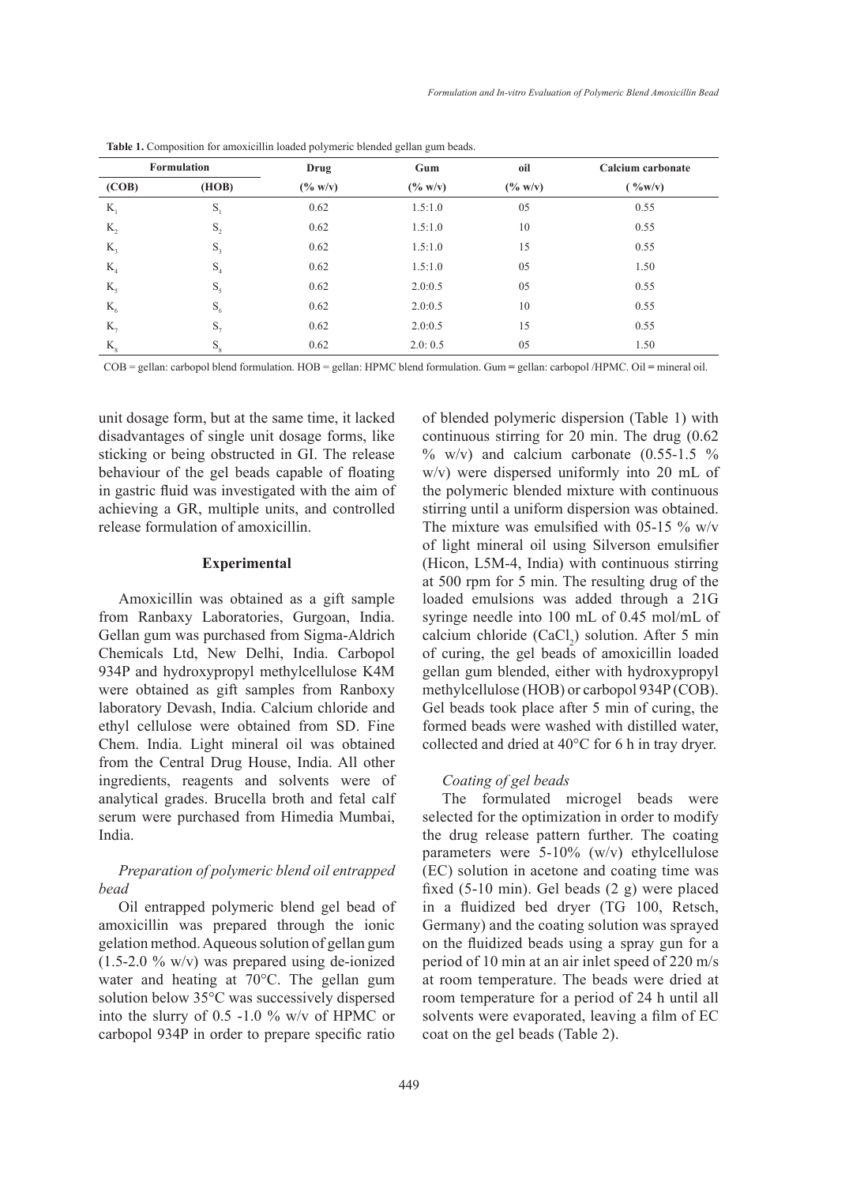**Table 1.** Composition for amoxicillin loaded polymeric blended gellan gum beads.

| Formulation | | Drug | Gum | oil | Calcium carbonate |
|---|---|---|---|---|---|
| (COB) | (HOB) | (% w/v) | (% w/v) | (% w/v) | ( %w/v) |
| $K_1$ | $S_1$ | 0.62 | 1.5:1.0 | 05 | 0.55 |
| $K_2$ | $S_2$ | 0.62 | 1.5:1.0 | 10 | 0.55 |
| $K_3$ | $S_3$ | 0.62 | 1.5:1.0 | 15 | 0.55 |
| $K_4$ | $S_4$ | 0.62 | 1.5:1.0 | 05 | 1.50 |
| $K_5$ | $S_5$ | 0.62 | 2.0:0.5 | 05 | 0.55 |
| $K_6$ | $S_6$ | 0.62 | 2.0:0.5 | 10 | 0.55 |
| $K_7$ | $S_7$ | 0.62 | 2.0:0.5 | 15 | 0.55 |
| $K_8$ | $S_8$ | 0.62 | 2.0: 0.5 | 05 | 1.50 |

COB = gellan: carbopol blend formulation. HOB = gellan: HPMC blend formulation. Gum = gellan: carbopol /HPMC. Oil = mineral oil.

unit dosage form, but at the same time, it lacked disadvantages of single unit dosage forms, like sticking or being obstructed in GI. The release behaviour of the gel beads capable of floating in gastric fluid was investigated with the aim of achieving a GR, multiple units, and controlled release formulation of amoxicillin.

## Experimental

Amoxicillin was obtained as a gift sample from Ranbaxy Laboratories, Gurgoan, India. Gellan gum was purchased from Sigma-Aldrich Chemicals Ltd, New Delhi, India. Carbopol 934P and hydroxypropyl methylcellulose K4M were obtained as gift samples from Ranboxy laboratory Devash, India. Calcium chloride and ethyl cellulose were obtained from SD. Fine Chem. India. Light mineral oil was obtained from the Central Drug House, India. All other ingredients, reagents and solvents were of analytical grades. Brucella broth and fetal calf serum were purchased from Himedia Mumbai, India.

### *Preparation of polymeric blend oil entrapped bead*

Oil entrapped polymeric blend gel bead of amoxicillin was prepared through the ionic gelation method. Aqueous solution of gellan gum (1.5-2.0 % w/v) was prepared using de-ionized water and heating at 70°C. The gellan gum solution below 35°C was successively dispersed into the slurry of 0.5 -1.0 % w/v of HPMC or carbopol 934P in order to prepare specific ratio of blended polymeric dispersion (Table 1) with continuous stirring for 20 min. The drug (0.62 % w/v) and calcium carbonate (0.55-1.5 % w/v) were dispersed uniformly into 20 mL of the polymeric blended mixture with continuous stirring until a uniform dispersion was obtained. The mixture was emulsified with 05-15 % w/v of light mineral oil using Silverson emulsifier (Hicon, L5M-4, India) with continuous stirring at 500 rpm for 5 min. The resulting drug of the loaded emulsions was added through a 21G syringe needle into 100 mL of 0.45 mol/mL of calcium chloride ($CaCl_2$) solution. After 5 min of curing, the gel beads of amoxicillin loaded gellan gum blended, either with hydroxypropyl methylcellulose (HOB) or carbopol 934P (COB). Gel beads took place after 5 min of curing, the formed beads were washed with distilled water, collected and dried at 40°C for 6 h in tray dryer.

### *Coating of gel beads*

The formulated microgel beads were selected for the optimization in order to modify the drug release pattern further. The coating parameters were 5-10% (w/v) ethylcellulose (EC) solution in acetone and coating time was fixed (5-10 min). Gel beads (2 g) were placed in a fluidized bed dryer (TG 100, Retsch, Germany) and the coating solution was sprayed on the fluidized beads using a spray gun for a period of 10 min at an air inlet speed of 220 m/s at room temperature. The beads were dried at room temperature for a period of 24 h until all solvents were evaporated, leaving a film of EC coat on the gel beads (Table 2).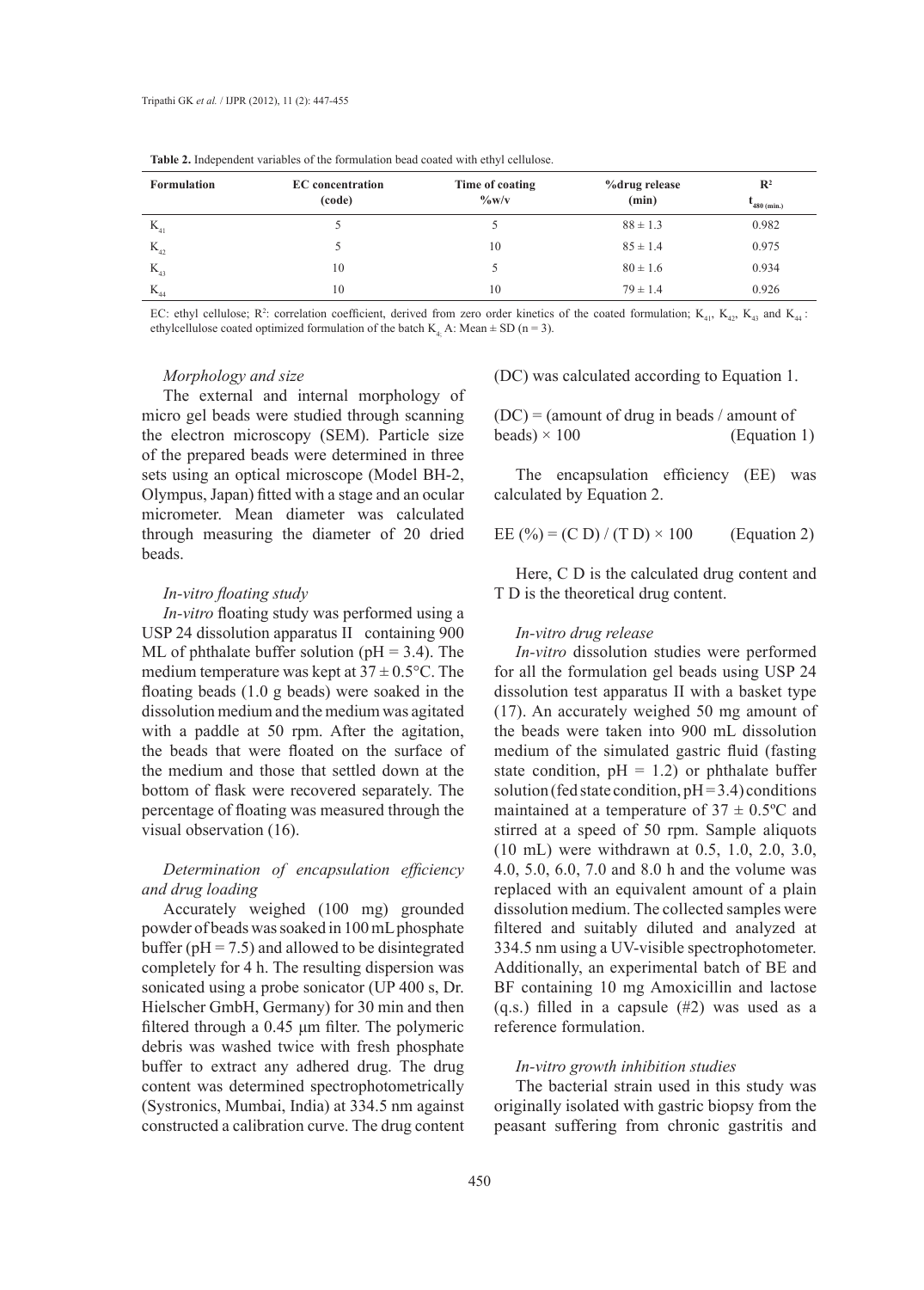**Table 2.** Independent variables of the formulation bead coated with ethyl cellulose.

| Formulation | EC concentration (code) | Time of coating %w/v | %drug release (min) | $R^2$ $t_{480\ (min.)}$ |
|---|---|---|---|---|
| $K_{41}$ | 5 | 5 | 88 ± 1.3 | 0.982 |
| $K_{42}$ | 5 | 10 | 85 ± 1.4 | 0.975 |
| $K_{43}$ | 10 | 5 | 80 ± 1.6 | 0.934 |
| $K_{44}$ | 10 | 10 | 79 ± 1.4 | 0.926 |

EC: ethyl cellulose; $R^2$: correlation coefficient, derived from zero order kinetics of the coated formulation; $K_{41}$, $K_{42}$, $K_{43}$ and $K_{44}$ : ethylcellulose coated optimized formulation of the batch $K_4$, A: Mean ± SD (n = 3).

*Morphology and size*

The external and internal morphology of micro gel beads were studied through scanning the electron microscopy (SEM). Particle size of the prepared beads were determined in three sets using an optical microscope (Model BH-2, Olympus, Japan) fitted with a stage and an ocular micrometer. Mean diameter was calculated through measuring the diameter of 20 dried beads.

*In-vitro floating study*

*In-vitro* floating study was performed using a USP 24 dissolution apparatus II containing 900 ML of phthalate buffer solution (pH = 3.4). The medium temperature was kept at 37 ± 0.5°C. The floating beads (1.0 g beads) were soaked in the dissolution medium and the medium was agitated with a paddle at 50 rpm. After the agitation, the beads that were floated on the surface of the medium and those that settled down at the bottom of flask were recovered separately. The percentage of floating was measured through the visual observation (16).

*Determination of encapsulation efficiency and drug loading*

Accurately weighed (100 mg) grounded powder of beads was soaked in 100 mL phosphate buffer (pH = 7.5) and allowed to be disintegrated completely for 4 h. The resulting dispersion was sonicated using a probe sonicator (UP 400 s, Dr. Hielscher GmbH, Germany) for 30 min and then filtered through a 0.45 µm filter. The polymeric debris was washed twice with fresh phosphate buffer to extract any adhered drug. The drug content was determined spectrophotometrically (Systronics, Mumbai, India) at 334.5 nm against constructed a calibration curve. The drug content (DC) was calculated according to Equation 1.

$$(DC) = (\text{amount of drug in beads} / \text{amount of beads}) \times 100 \qquad \text{(Equation 1)}$$

The encapsulation efficiency (EE) was calculated by Equation 2.

$$EE\ (\%) = (C\ D) / (T\ D) \times 100 \qquad \text{(Equation 2)}$$

Here, C D is the calculated drug content and T D is the theoretical drug content.

*In-vitro drug release*

*In-vitro* dissolution studies were performed for all the formulation gel beads using USP 24 dissolution test apparatus II with a basket type (17). An accurately weighed 50 mg amount of the beads were taken into 900 mL dissolution medium of the simulated gastric fluid (fasting state condition, pH = 1.2) or phthalate buffer solution (fed state condition, pH = 3.4) conditions maintained at a temperature of 37 ± 0.5ºC and stirred at a speed of 50 rpm. Sample aliquots (10 mL) were withdrawn at 0.5, 1.0, 2.0, 3.0, 4.0, 5.0, 6.0, 7.0 and 8.0 h and the volume was replaced with an equivalent amount of a plain dissolution medium. The collected samples were filtered and suitably diluted and analyzed at 334.5 nm using a UV-visible spectrophotometer. Additionally, an experimental batch of BE and BF containing 10 mg Amoxicillin and lactose (q.s.) filled in a capsule (#2) was used as a reference formulation.

*In-vitro growth inhibition studies*

The bacterial strain used in this study was originally isolated with gastric biopsy from the peasant suffering from chronic gastritis and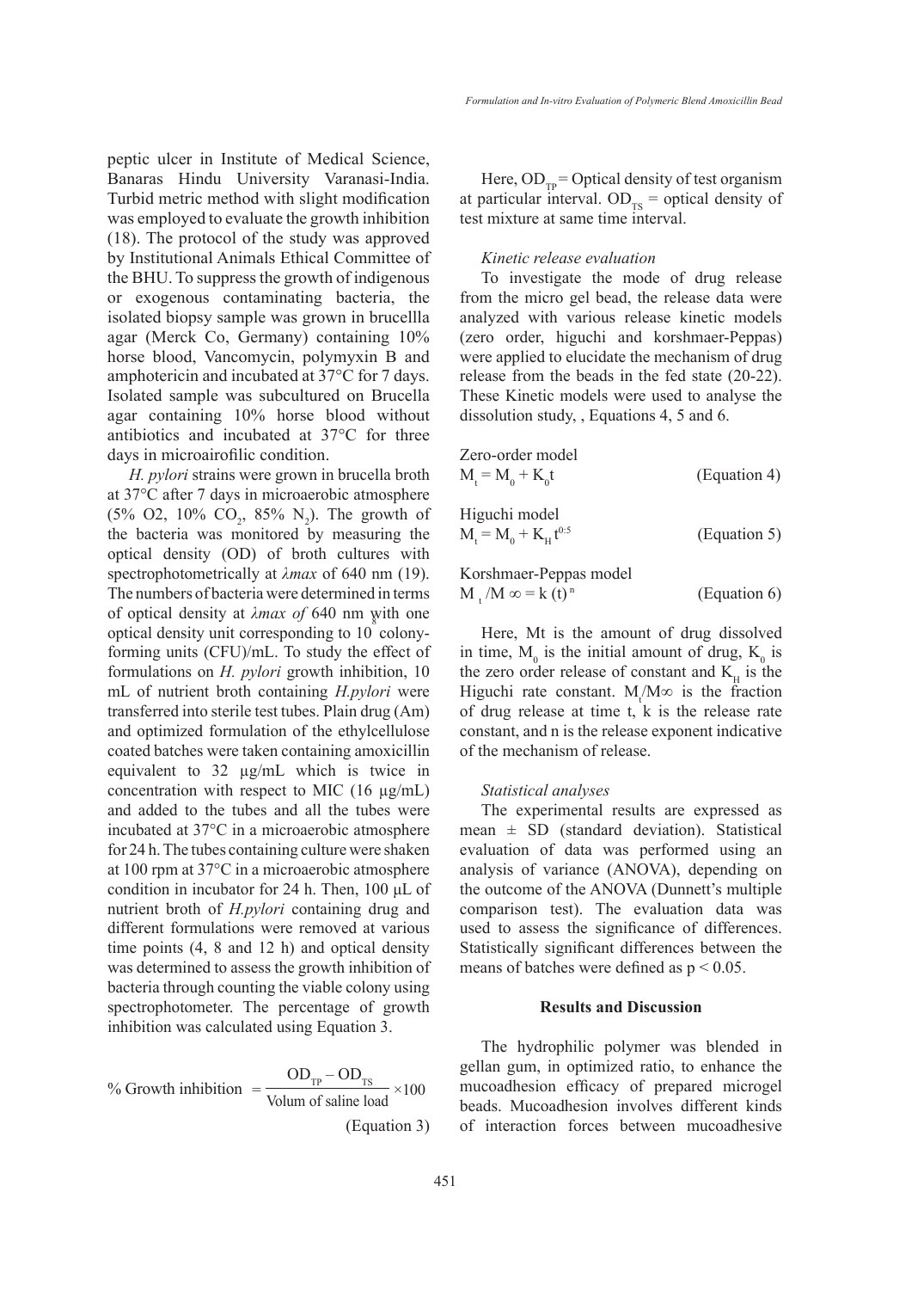peptic ulcer in Institute of Medical Science, Banaras Hindu University Varanasi-India. Turbid metric method with slight modification was employed to evaluate the growth inhibition (18). The protocol of the study was approved by Institutional Animals Ethical Committee of the BHU. To suppress the growth of indigenous or exogenous contaminating bacteria, the isolated biopsy sample was grown in brucellla agar (Merck Co, Germany) containing 10% horse blood, Vancomycin, polymyxin B and amphotericin and incubated at 37°C for 7 days. Isolated sample was subcultured on Brucella agar containing 10% horse blood without antibiotics and incubated at 37°C for three days in microairofilic condition.

*H. pylori* strains were grown in brucella broth at 37°C after 7 days in microaerobic atmosphere (5% O2, 10% $CO_2$, 85% $N_2$). The growth of the bacteria was monitored by measuring the optical density (OD) of broth cultures with spectrophotometrically at *λmax* of 640 nm (19). The numbers of bacteria were determined in terms of optical density at *λmax of* 640 nm with one optical density unit corresponding to $10^8$ colony-forming units (CFU)/mL. To study the effect of formulations on *H. pylori* growth inhibition, 10 mL of nutrient broth containing *H.pylori* were transferred into sterile test tubes. Plain drug (Am) and optimized formulation of the ethylcellulose coated batches were taken containing amoxicillin equivalent to 32 µg/mL which is twice in concentration with respect to MIC (16 µg/mL) and added to the tubes and all the tubes were incubated at 37°C in a microaerobic atmosphere for 24 h. The tubes containing culture were shaken at 100 rpm at 37°C in a microaerobic atmosphere condition in incubator for 24 h. Then, 100 µL of nutrient broth of *H.pylori* containing drug and different formulations were removed at various time points (4, 8 and 12 h) and optical density was determined to assess the growth inhibition of bacteria through counting the viable colony using spectrophotometer. The percentage of growth inhibition was calculated using Equation 3.

$$\%\ \text{Growth inhibition} = \frac{OD_{TP} - OD_{TS}}{\text{Volum of saline load}} \times 100 \qquad \text{(Equation 3)}$$

Here, $OD_{TP}$ = Optical density of test organism at particular interval. $OD_{TS}$ = optical density of test mixture at same time interval.

### *Kinetic release evaluation*

To investigate the mode of drug release from the micro gel bead, the release data were analyzed with various release kinetic models (zero order, higuchi and korshmaer-Peppas) were applied to elucidate the mechanism of drug release from the beads in the fed state (20-22). These Kinetic models were used to analyse the dissolution study, , Equations 4, 5 and 6.

Zero-order model

$$M_t = M_0 + K_0 t \qquad \text{(Equation 4)}$$

Higuchi model

$$M_t = M_0 + K_H t^{0.5} \qquad \text{(Equation 5)}$$

Korshmaer-Peppas model

$$M_t / M_\infty = k\,(t)^n \qquad \text{(Equation 6)}$$

Here, Mt is the amount of drug dissolved in time, $M_0$ is the initial amount of drug, $K_0$ is the zero order release of constant and $K_H$ is the Higuchi rate constant. $M_t/M_\infty$ is the fraction of drug release at time t, k is the release rate constant, and n is the release exponent indicative of the mechanism of release.

### *Statistical analyses*

The experimental results are expressed as mean ± SD (standard deviation). Statistical evaluation of data was performed using an analysis of variance (ANOVA), depending on the outcome of the ANOVA (Dunnett's multiple comparison test). The evaluation data was used to assess the significance of differences. Statistically significant differences between the means of batches were defined as $p < 0.05$.

## Results and Discussion

The hydrophilic polymer was blended in gellan gum, in optimized ratio, to enhance the mucoadhesion efficacy of prepared microgel beads. Mucoadhesion involves different kinds of interaction forces between mucoadhesive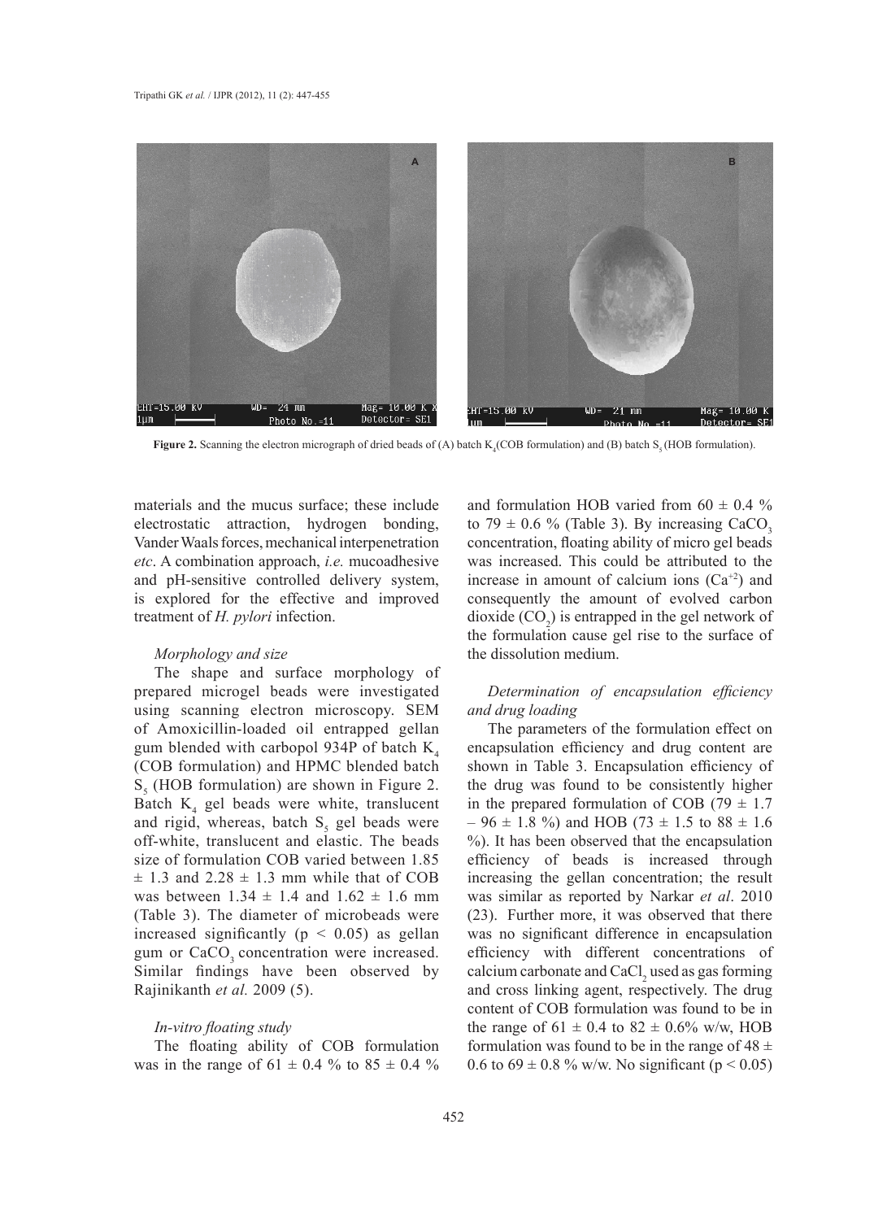**Figure 2.** Scanning the electron micrograph of dried beads of (A) batch $K_4$(COB formulation) and (B) batch $S_5$(HOB formulation).

materials and the mucus surface; these include electrostatic attraction, hydrogen bonding, Vander Waals forces, mechanical interpenetration *etc*. A combination approach, *i.e.* mucoadhesive and pH-sensitive controlled delivery system, is explored for the effective and improved treatment of *H. pylori* infection.

### *Morphology and size*

The shape and surface morphology of prepared microgel beads were investigated using scanning electron microscopy. SEM of Amoxicillin-loaded oil entrapped gellan gum blended with carbopol 934P of batch $K_4$ (COB formulation) and HPMC blended batch $S_5$ (HOB formulation) are shown in Figure 2. Batch $K_4$ gel beads were white, translucent and rigid, whereas, batch $S_5$ gel beads were off-white, translucent and elastic. The beads size of formulation COB varied between 1.85 ± 1.3 and 2.28 ± 1.3 mm while that of COB was between 1.34 ± 1.4 and 1.62 ± 1.6 mm (Table 3). The diameter of microbeads were increased significantly ($p < 0.05$) as gellan gum or $CaCO_3$ concentration were increased. Similar findings have been observed by Rajinikanth *et al.* 2009 (5).

### *In-vitro floating study*

The floating ability of COB formulation was in the range of 61 ± 0.4 % to 85 ± 0.4 % and formulation HOB varied from 60 ± 0.4 % to 79 ± 0.6 % (Table 3). By increasing $CaCO_3$ concentration, floating ability of micro gel beads was increased. This could be attributed to the increase in amount of calcium ions ($Ca^{+2}$) and consequently the amount of evolved carbon dioxide ($CO_2$) is entrapped in the gel network of the formulation cause gel rise to the surface of the dissolution medium.

### *Determination of encapsulation efficiency and drug loading*

The parameters of the formulation effect on encapsulation efficiency and drug content are shown in Table 3. Encapsulation efficiency of the drug was found to be consistently higher in the prepared formulation of COB (79 ± 1.7 – 96 ± 1.8 %) and HOB (73 ± 1.5 to 88 ± 1.6 %). It has been observed that the encapsulation efficiency of beads is increased through increasing the gellan concentration; the result was similar as reported by Narkar *et al*. 2010 (23). Further more, it was observed that there was no significant difference in encapsulation efficiency with different concentrations of calcium carbonate and $CaCl_2$ used as gas forming and cross linking agent, respectively. The drug content of COB formulation was found to be in the range of 61 ± 0.4 to 82 ± 0.6% w/w, HOB formulation was found to be in the range of 48 ± 0.6 to 69 ± 0.8 % w/w. No significant ($p < 0.05$)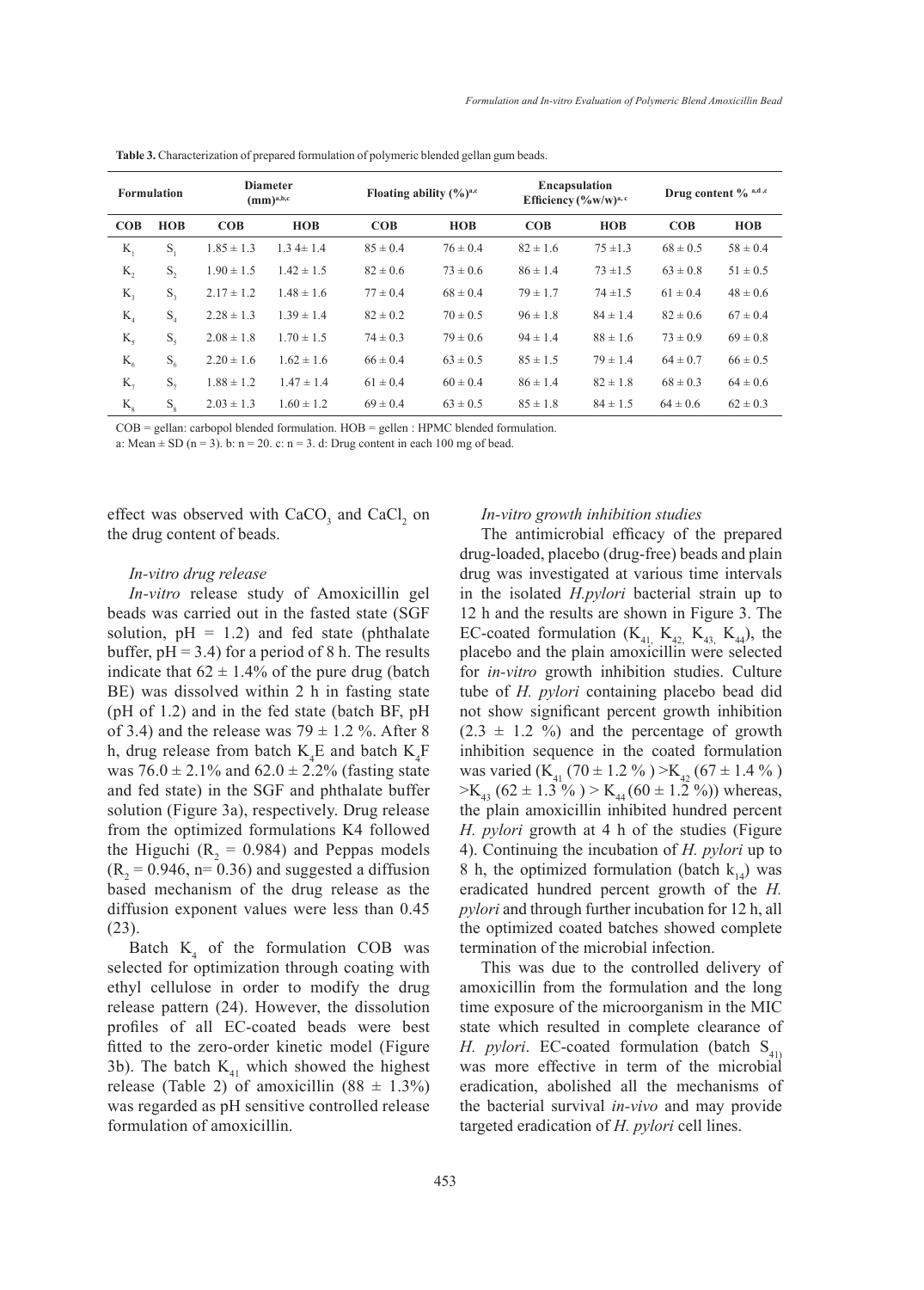**Table 3.** Characterization of prepared formulation of polymeric blended gellan gum beads.

| Formulation | | Diameter (mm)[a,b,c] | | Floating ability (%)[a,c] | | Encapsulation Efficiency (%w/w)[a, c] | | Drug content % [a,d ,c] | |
|---|---|---|---|---|---|---|---|---|---|
| COB | HOB | COB | HOB | COB | HOB | COB | HOB | COB | HOB |
| $K_1$ | $S_1$ | 1.85 ± 1.3 | 1.3 4± 1.4 | 85 ± 0.4 | 76 ± 0.4 | 82 ± 1.6 | 75 ±1.3 | 68 ± 0.5 | 58 ± 0.4 |
| $K_2$ | $S_2$ | 1.90 ± 1.5 | 1.42 ± 1.5 | 82 ± 0.6 | 73 ± 0.6 | 86 ± 1.4 | 73 ±1.5 | 63 ± 0.8 | 51 ± 0.5 |
| $K_3$ | $S_3$ | 2.17 ± 1.2 | 1.48 ± 1.6 | 77 ± 0.4 | 68 ± 0.4 | 79 ± 1.7 | 74 ±1.5 | 61 ± 0.4 | 48 ± 0.6 |
| $K_4$ | $S_4$ | 2.28 ± 1.3 | 1.39 ± 1.4 | 82 ± 0.2 | 70 ± 0.5 | 96 ± 1.8 | 84 ± 1.4 | 82 ± 0.6 | 67 ± 0.4 |
| $K_5$ | $S_5$ | 2.08 ± 1.8 | 1.70 ± 1.5 | 74 ± 0.3 | 79 ± 0.6 | 94 ± 1.4 | 88 ± 1.6 | 73 ± 0.9 | 69 ± 0.8 |
| $K_6$ | $S_6$ | 2.20 ± 1.6 | 1.62 ± 1.6 | 66 ± 0.4 | 63 ± 0.5 | 85 ± 1.5 | 79 ± 1.4 | 64 ± 0.7 | 66 ± 0.5 |
| $K_7$ | $S_7$ | 1.88 ± 1.2 | 1.47 ± 1.4 | 61 ± 0.4 | 60 ± 0.4 | 86 ± 1.4 | 82 ± 1.8 | 68 ± 0.3 | 64 ± 0.6 |
| $K_8$ | $S_8$ | 2.03 ± 1.3 | 1.60 ± 1.2 | 69 ± 0.4 | 63 ± 0.5 | 85 ± 1.8 | 84 ± 1.5 | 64 ± 0.6 | 62 ± 0.3 |

COB = gellan: carbopol blended formulation. HOB = gellen : HPMC blended formulation.
a: Mean ± SD (n = 3). b: n = 20. c: n = 3. d: Drug content in each 100 mg of bead.

effect was observed with $CaCO_3$ and $CaCl_2$ on the drug content of beads.

### *In-vitro drug release*

*In-vitro* release study of Amoxicillin gel beads was carried out in the fasted state (SGF solution, pH = 1.2) and fed state (phthalate buffer, pH = 3.4) for a period of 8 h. The results indicate that 62 ± 1.4% of the pure drug (batch BE) was dissolved within 2 h in fasting state (pH of 1.2) and in the fed state (batch BF, pH of 3.4) and the release was 79 ± 1.2 %. After 8 h, drug release from batch $K_4E$ and batch $K_4F$ was 76.0 ± 2.1% and 62.0 ± 2.2% (fasting state and fed state) in the SGF and phthalate buffer solution (Figure 3a), respectively. Drug release from the optimized formulations K4 followed the Higuchi ($R_2$ = 0.984) and Peppas models ($R_2$ = 0.946, n= 0.36) and suggested a diffusion based mechanism of the drug release as the diffusion exponent values were less than 0.45 (23).

Batch $K_4$ of the formulation COB was selected for optimization through coating with ethyl cellulose in order to modify the drug release pattern (24). However, the dissolution profiles of all EC-coated beads were best fitted to the zero-order kinetic model (Figure 3b). The batch $K_{41}$ which showed the highest release (Table 2) of amoxicillin (88 ± 1.3%) was regarded as pH sensitive controlled release formulation of amoxicillin.

### *In-vitro growth inhibition studies*

The antimicrobial efficacy of the prepared drug-loaded, placebo (drug-free) beads and plain drug was investigated at various time intervals in the isolated *H.pylori* bacterial strain up to 12 h and the results are shown in Figure 3. The EC-coated formulation ($K_{41,}$ $K_{42,}$ $K_{43,}$ $K_{44}$), the placebo and the plain amoxicillin were selected for *in-vitro* growth inhibition studies. Culture tube of *H. pylori* containing placebo bead did not show significant percent growth inhibition (2.3 ± 1.2 %) and the percentage of growth inhibition sequence in the coated formulation was varied ($K_{41}$ (70 ± 1.2 % ) >$K_{42}$ (67 ± 1.4 % ) >$K_{43}$ (62 ± 1.3 % ) > $K_{44}$ (60 ± 1.2 %)) whereas, the plain amoxicillin inhibited hundred percent *H. pylori* growth at 4 h of the studies (Figure 4). Continuing the incubation of *H. pylori* up to 8 h, the optimized formulation (batch $k_{14}$) was eradicated hundred percent growth of the *H. pylori* and through further incubation for 12 h, all the optimized coated batches showed complete termination of the microbial infection.

This was due to the controlled delivery of amoxicillin from the formulation and the long time exposure of the microorganism in the MIC state which resulted in complete clearance of *H. pylori*. EC-coated formulation (batch $S_{41)}$ was more effective in term of the microbial eradication, abolished all the mechanisms of the bacterial survival *in-vivo* and may provide targeted eradication of *H. pylori* cell lines.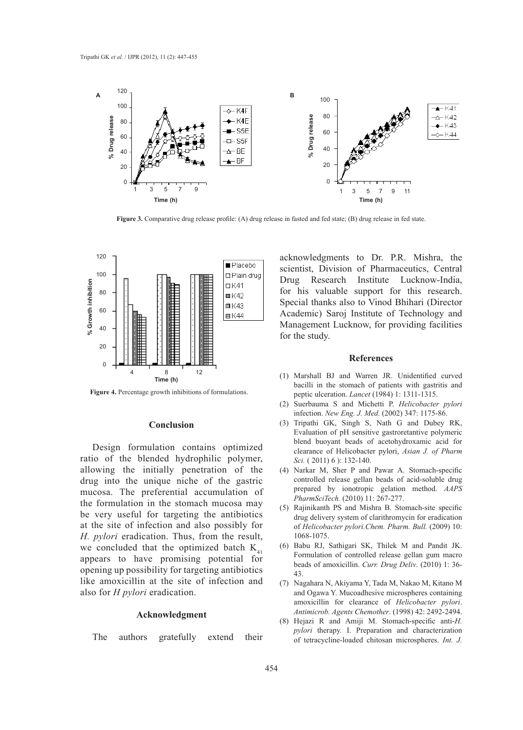Figure 3. Comparative drug release profile: (A) drug release in fasted and fed state; (B) drug release in fed state.

Figure 4. Percentage growth inhibitions of formulations.

## Conclusion

Design formulation contains optimized ratio of the blended hydrophilic polymer, allowing the initially penetration of the drug into the unique niche of the gastric mucosa. The preferential accumulation of the formulation in the stomach mucosa may be very useful for targeting the antibiotics at the site of infection and also possibly for *H. pylori* eradication. Thus, from the result, we concluded that the optimized batch $K_{41}$ appears to have promising potential for opening up possibility for targeting antibiotics like amoxicillin at the site of infection and also for *H pylori* eradication.

## Acknowledgment

The authors gratefully extend their acknowledgments to Dr. P.R. Mishra, the scientist, Division of Pharmaceutics, Central Drug Research Institute Lucknow-India, for his valuable support for this research. Special thanks also to Vinod Bhihari (Director Academic) Saroj Institute of Technology and Management Lucknow, for providing facilities for the study.

## References

(1) Marshall BJ and Warren JR. Unidentified curved bacilli in the stomach of patients with gastritis and peptic ulceration. *Lancet* (1984) 1: 1311-1315.

(2) Suerbauma S and Michetti P. *Helicobacter pylori* infection. *New Eng. J. Med*. (2002) 347: 1175-86.

(3) Tripathi GK, Singh S, Nath G and Dubey RK, Evaluation of pH sensitive gastroretantive polymeric blend buoyant beads of acetohydroxamic acid for clearance of Helicobacter pylori, *Asian J. of Pharm Sci.* ( 2011) 6 ): 132-140.

(4) Narkar M, Sher P and Pawar A. Stomach-specific controlled release gellan beads of acid-soluble drug prepared by ionotropic gelation method. *AAPS PharmSciTech.* (2010) 11: 267-277.

(5) Rajinikanth PS and Mishra B. Stomach-site specific drug delivery system of clarithromycin for eradication of *Helicobacter pylori.Chem. Pharm. Bull.* (2009) 10: 1068-1075.

(6) Babu RJ, Sathigari SK, Thilek M and Pandit JK. Formulation of controlled release gellan gum macro beads of amoxicillin. *Curr. Drug Deliv*. (2010) 1: 36-43.

(7) Nagahara N, Akiyama Y, Tada M, Nakao M, Kitano M and Ogawa Y. Mucoadhesive microspheres containing amoxicillin for clearance of *Helicobacter pylori*. *Antimicrob. Agents Chemother*. (1998) 42: 2492-2494.

(8) Hejazi R and Amiji M. Stomach-specific anti-*H. pylori* therapy. I. Preparation and characterization of tetracycline-loaded chitosan microspheres. *Int. J.*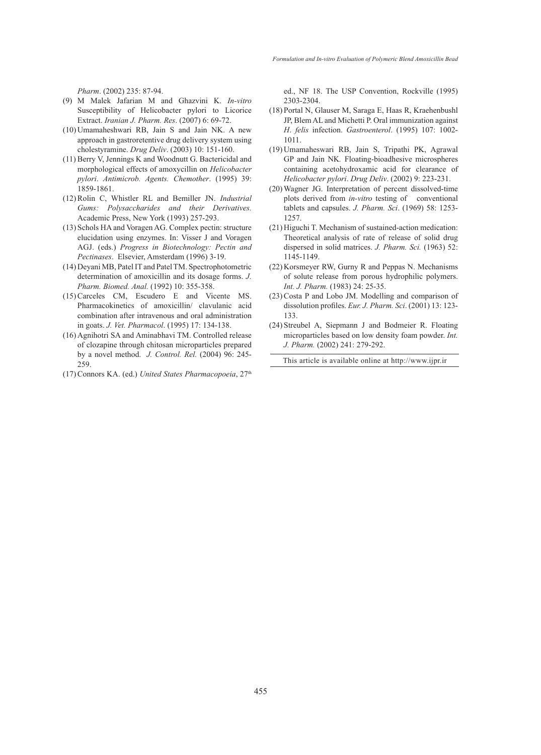*Pharm*. (2002) 235: 87-94.

(9) M Malek Jafarian M and Ghazvini K. *In-vitro* Susceptibility of Helicobacter pylori to Licorice Extract. *Iranian J. Pharm. Res*. (2007) 6: 69-72.

(10) Umamaheshwari RB, Jain S and Jain NK. A new approach in gastroretentive drug delivery system using cholestyramine. *Drug Deliv*. (2003) 10: 151-160.

(11) Berry V, Jennings K and Woodnutt G. Bactericidal and morphological effects of amoxycillin on *Helicobacter pylori*. *Antimicrob. Agents. Chemother*. (1995) 39: 1859-1861.

(12) Rolin C, Whistler RL and Bemiller JN. *Industrial Gums: Polysaccharides and their Derivatives.* Academic Press, New York (1993) 257-293.

(13) Schols HA and Voragen AG. Complex pectin: structure elucidation using enzymes. In: Visser J and Voragen AGJ. (eds.) *Progress in Biotechnology: Pectin and Pectinases*. Elsevier, Amsterdam (1996) 3-19.

(14) Deyani MB, Patel IT and Patel TM. Spectrophotometric determination of amoxicillin and its dosage forms. *J. Pharm. Biomed. Anal.* (1992) 10: 355-358.

(15) Carceles CM, Escudero E and Vicente MS. Pharmacokinetics of amoxicillin/ clavulanic acid combination after intravenous and oral administration in goats. *J. Vet. Pharmacol*. (1995) 17: 134-138.

(16) Agnihotri SA and Aminabhavi TM. Controlled release of clozapine through chitosan microparticles prepared by a novel method. *J. Control. Rel.* (2004) 96: 245-259.

(17) Connors KA. (ed.) *United States Pharmacopoeia*, 27th ed., NF 18. The USP Convention, Rockville (1995) 2303-2304.

(18) Portal N, Glauser M, Saraga E, Haas R, Kraehenbushl JP, Blem AL and Michetti P. Oral immunization against *H. felis* infection. *Gastroenterol*. (1995) 107: 1002-1011.

(19) Umamaheswari RB, Jain S, Tripathi PK, Agrawal GP and Jain NK. Floating-bioadhesive microspheres containing acetohydroxamic acid for clearance of *Helicobacter pylori*. *Drug Deliv*. (2002) 9: 223-231.

(20) Wagner JG. Interpretation of percent dissolved-time plots derived from *in-vitro* testing of conventional tablets and capsules. *J. Pharm. Sci*. (1969) 58: 1253-1257.

(21) Higuchi T. Mechanism of sustained-action medication: Theoretical analysis of rate of release of solid drug dispersed in solid matrices. *J. Pharm. Sci.* (1963) 52: 1145-1149.

(22) Korsmeyer RW, Gurny R and Peppas N. Mechanisms of solute release from porous hydrophilic polymers. *Int. J. Pharm.* (1983) 24: 25-35.

(23) Costa P and Lobo JM. Modelling and comparison of dissolution profiles. *Eur. J. Pharm. Sci*. (2001) 13: 123-133.

(24) Streubel A, Siepmann J and Bodmeier R. Floating microparticles based on low density foam powder. *Int. J. Pharm.* (2002) 241: 279-292.

This article is available online at http://www.ijpr.ir